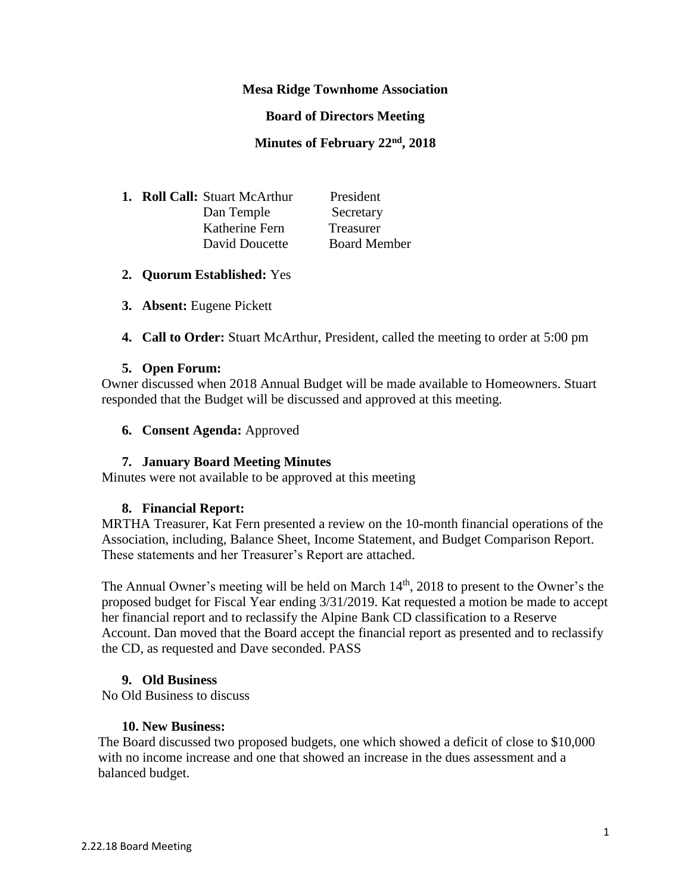**Mesa Ridge Townhome Association**

**Board of Directors Meeting**

**Minutes of February 22nd, 2018**

1. **Roll Call:**

| Name | Position |
|---|---|
| Stuart McArthur | President |
| Dan Temple | Secretary |
| Katherine Fern | Treasurer |
| David Doucette | Board Member |

2. **Quorum Established:** Yes

3. **Absent:** Eugene Pickett

4. **Call to Order:** Stuart McArthur, President, called the meeting to order at 5:00 pm

5. **Open Forum:**

Owner discussed when 2018 Annual Budget will be made available to Homeowners. Stuart responded that the Budget will be discussed and approved at this meeting.

6. **Consent Agenda:** Approved

7. **January Board Meeting Minutes**

Minutes were not available to be approved at this meeting

8. **Financial Report:**

MRTHA Treasurer, Kat Fern presented a review on the 10-month financial operations of the Association, including, Balance Sheet, Income Statement, and Budget Comparison Report. These statements and her Treasurer's Report are attached.

The Annual Owner's meeting will be held on March 14th, 2018 to present to the Owner's the proposed budget for Fiscal Year ending 3/31/2019. Kat requested a motion be made to accept her financial report and to reclassify the Alpine Bank CD classification to a Reserve Account. Dan moved that the Board accept the financial report as presented and to reclassify the CD, as requested and Dave seconded. PASS

9. **Old Business**

No Old Business to discuss

10. **New Business:**

The Board discussed two proposed budgets, one which showed a deficit of close to $10,000 with no income increase and one that showed an increase in the dues assessment and a balanced budget.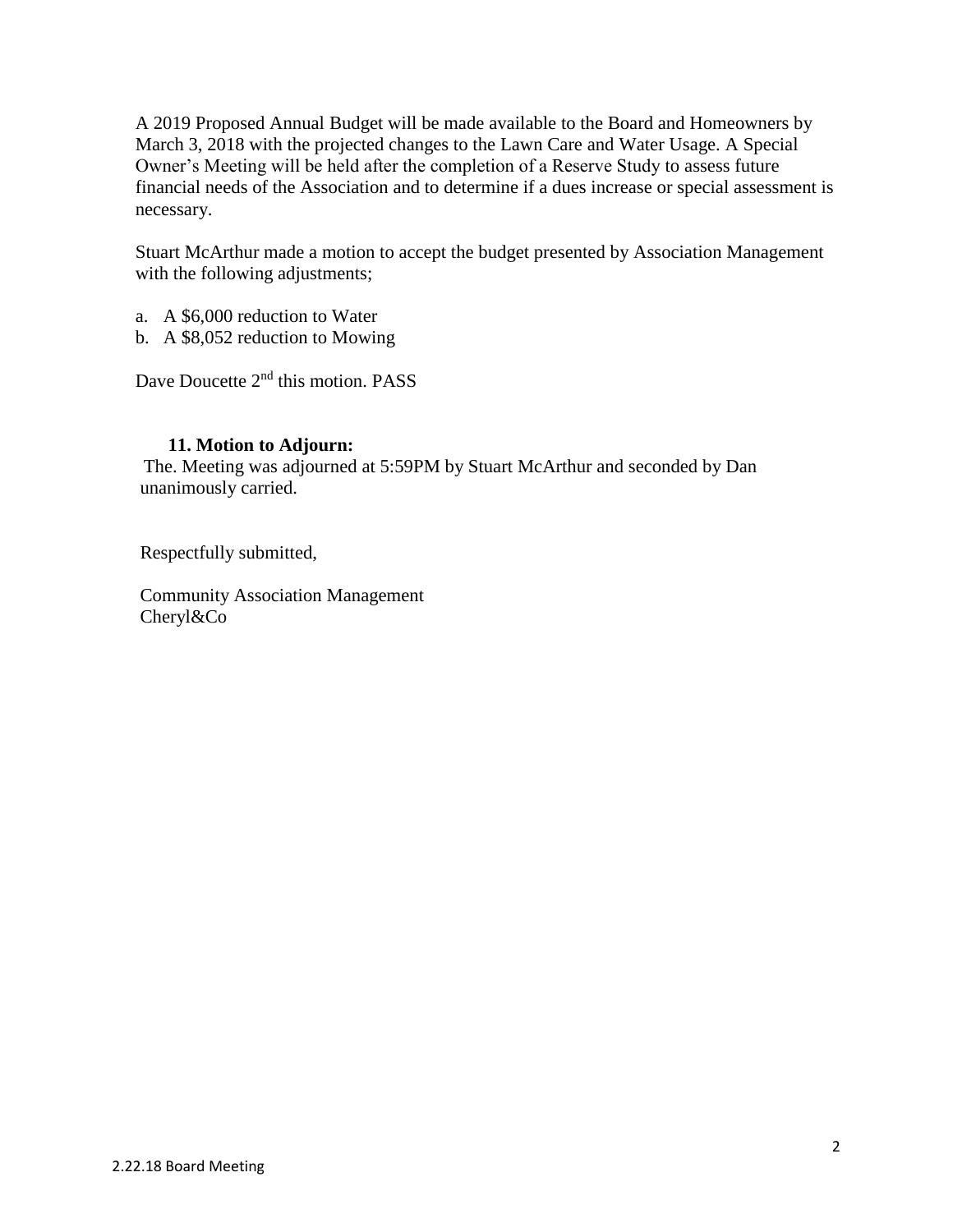A 2019 Proposed Annual Budget will be made available to the Board and Homeowners by March 3, 2018 with the projected changes to the Lawn Care and Water Usage. A Special Owner's Meeting will be held after the completion of a Reserve Study to assess future financial needs of the Association and to determine if a dues increase or special assessment is necessary.

Stuart McArthur made a motion to accept the budget presented by Association Management with the following adjustments;

a. A $6,000 reduction to Water
b. A $8,052 reduction to Mowing

Dave Doucette 2nd this motion. PASS

**11. Motion to Adjourn:**

The. Meeting was adjourned at 5:59PM by Stuart McArthur and seconded by Dan unanimously carried.

Respectfully submitted,

Community Association Management
Cheryl&Co